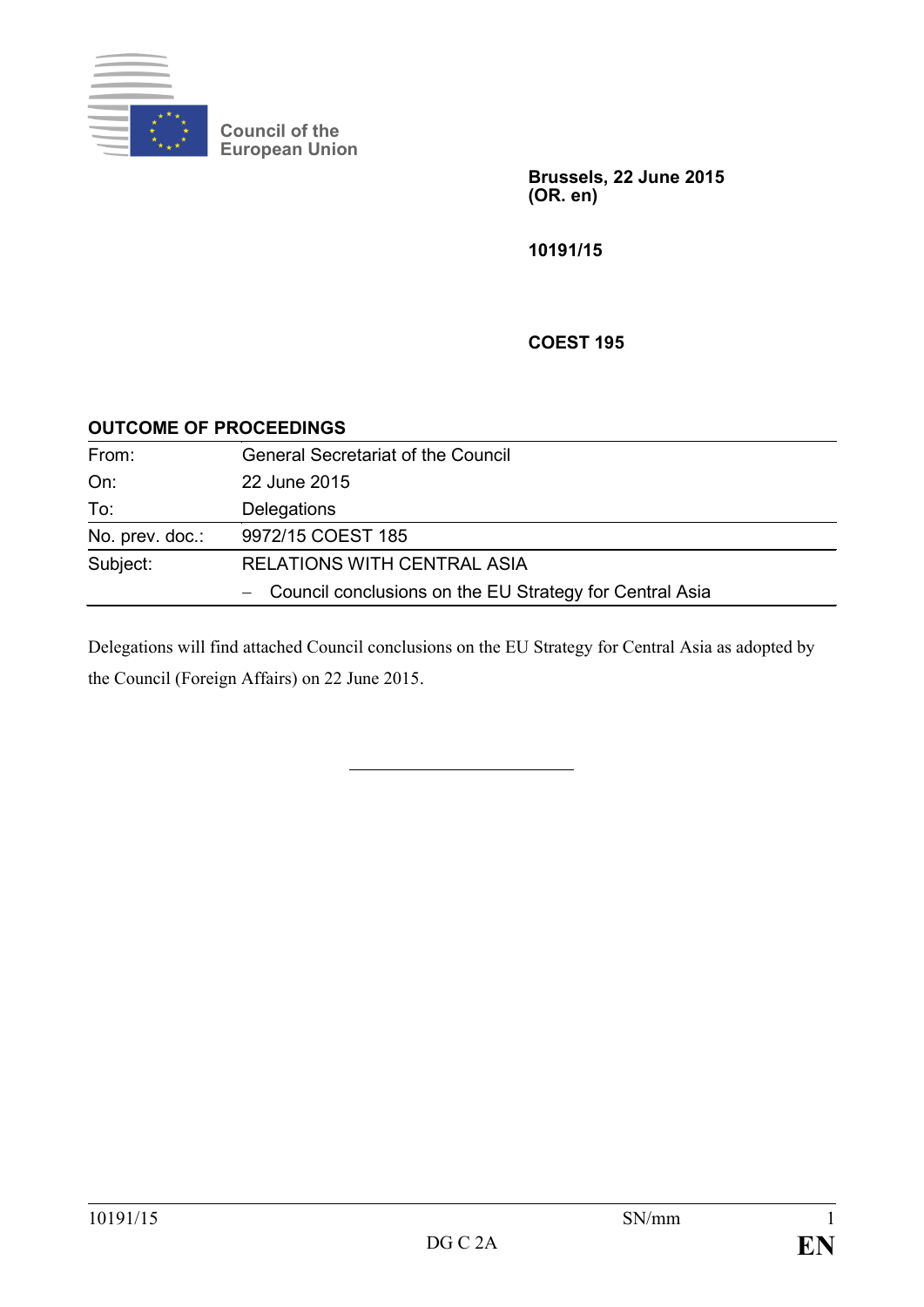Council of the European Union

**Brussels, 22 June 2015**
**(OR. en)**

**10191/15**

**COEST 195**

**OUTCOME OF PROCEEDINGS**

| | |
|---|---|
| From: | General Secretariat of the Council |
| On: | 22 June 2015 |
| To: | Delegations |
| No. prev. doc.: | 9972/15 COEST 185 |
| Subject: | RELATIONS WITH CENTRAL ASIA<br>– Council conclusions on the EU Strategy for Central Asia |

Delegations will find attached Council conclusions on the EU Strategy for Central Asia as adopted by the Council (Foreign Affairs) on 22 June 2015.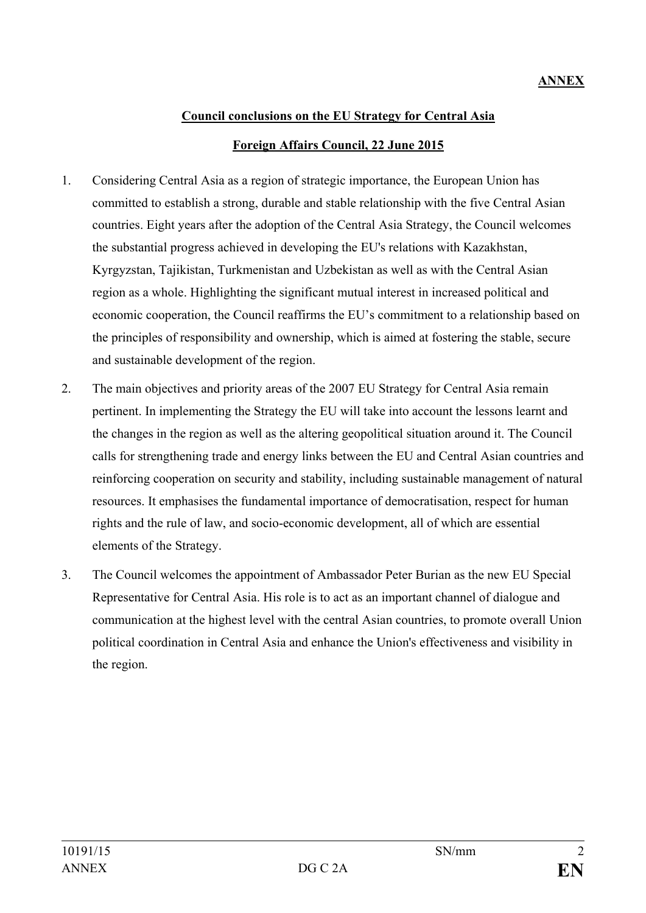**ANNEX**

**Council conclusions on the EU Strategy for Central Asia**

**Foreign Affairs Council, 22 June 2015**

1. Considering Central Asia as a region of strategic importance, the European Union has committed to establish a strong, durable and stable relationship with the five Central Asian countries. Eight years after the adoption of the Central Asia Strategy, the Council welcomes the substantial progress achieved in developing the EU's relations with Kazakhstan, Kyrgyzstan, Tajikistan, Turkmenistan and Uzbekistan as well as with the Central Asian region as a whole. Highlighting the significant mutual interest in increased political and economic cooperation, the Council reaffirms the EU's commitment to a relationship based on the principles of responsibility and ownership, which is aimed at fostering the stable, secure and sustainable development of the region.

2. The main objectives and priority areas of the 2007 EU Strategy for Central Asia remain pertinent. In implementing the Strategy the EU will take into account the lessons learnt and the changes in the region as well as the altering geopolitical situation around it. The Council calls for strengthening trade and energy links between the EU and Central Asian countries and reinforcing cooperation on security and stability, including sustainable management of natural resources. It emphasises the fundamental importance of democratisation, respect for human rights and the rule of law, and socio-economic development, all of which are essential elements of the Strategy.

3. The Council welcomes the appointment of Ambassador Peter Burian as the new EU Special Representative for Central Asia. His role is to act as an important channel of dialogue and communication at the highest level with the central Asian countries, to promote overall Union political coordination in Central Asia and enhance the Union's effectiveness and visibility in the region.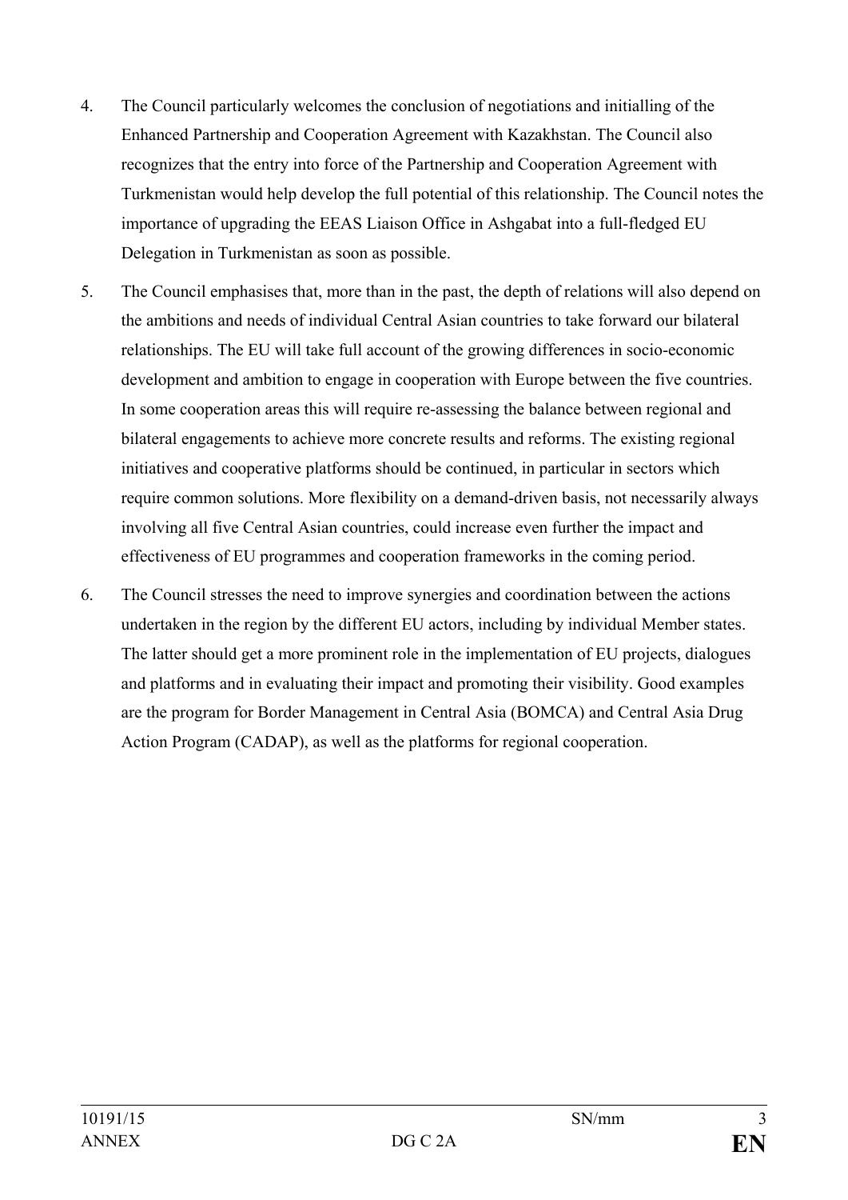4. The Council particularly welcomes the conclusion of negotiations and initialling of the Enhanced Partnership and Cooperation Agreement with Kazakhstan. The Council also recognizes that the entry into force of the Partnership and Cooperation Agreement with Turkmenistan would help develop the full potential of this relationship. The Council notes the importance of upgrading the EEAS Liaison Office in Ashgabat into a full-fledged EU Delegation in Turkmenistan as soon as possible.

5. The Council emphasises that, more than in the past, the depth of relations will also depend on the ambitions and needs of individual Central Asian countries to take forward our bilateral relationships. The EU will take full account of the growing differences in socio-economic development and ambition to engage in cooperation with Europe between the five countries. In some cooperation areas this will require re-assessing the balance between regional and bilateral engagements to achieve more concrete results and reforms. The existing regional initiatives and cooperative platforms should be continued, in particular in sectors which require common solutions. More flexibility on a demand-driven basis, not necessarily always involving all five Central Asian countries, could increase even further the impact and effectiveness of EU programmes and cooperation frameworks in the coming period.

6. The Council stresses the need to improve synergies and coordination between the actions undertaken in the region by the different EU actors, including by individual Member states. The latter should get a more prominent role in the implementation of EU projects, dialogues and platforms and in evaluating their impact and promoting their visibility. Good examples are the program for Border Management in Central Asia (BOMCA) and Central Asia Drug Action Program (CADAP), as well as the platforms for regional cooperation.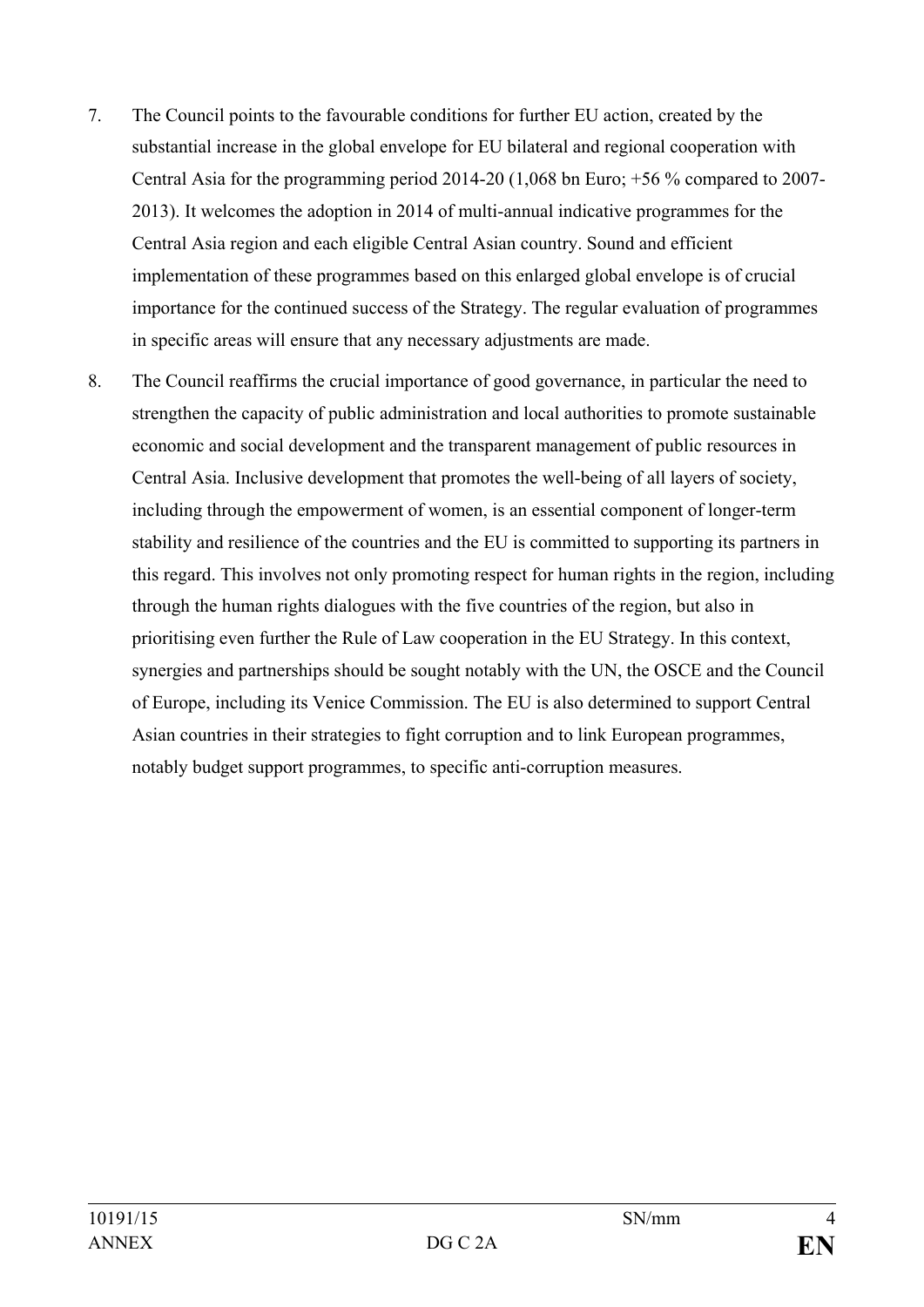7. The Council points to the favourable conditions for further EU action, created by the substantial increase in the global envelope for EU bilateral and regional cooperation with Central Asia for the programming period 2014-20 (1,068 bn Euro; +56 % compared to 2007-2013). It welcomes the adoption in 2014 of multi-annual indicative programmes for the Central Asia region and each eligible Central Asian country. Sound and efficient implementation of these programmes based on this enlarged global envelope is of crucial importance for the continued success of the Strategy. The regular evaluation of programmes in specific areas will ensure that any necessary adjustments are made.

8. The Council reaffirms the crucial importance of good governance, in particular the need to strengthen the capacity of public administration and local authorities to promote sustainable economic and social development and the transparent management of public resources in Central Asia. Inclusive development that promotes the well-being of all layers of society, including through the empowerment of women, is an essential component of longer-term stability and resilience of the countries and the EU is committed to supporting its partners in this regard. This involves not only promoting respect for human rights in the region, including through the human rights dialogues with the five countries of the region, but also in prioritising even further the Rule of Law cooperation in the EU Strategy. In this context, synergies and partnerships should be sought notably with the UN, the OSCE and the Council of Europe, including its Venice Commission. The EU is also determined to support Central Asian countries in their strategies to fight corruption and to link European programmes, notably budget support programmes, to specific anti-corruption measures.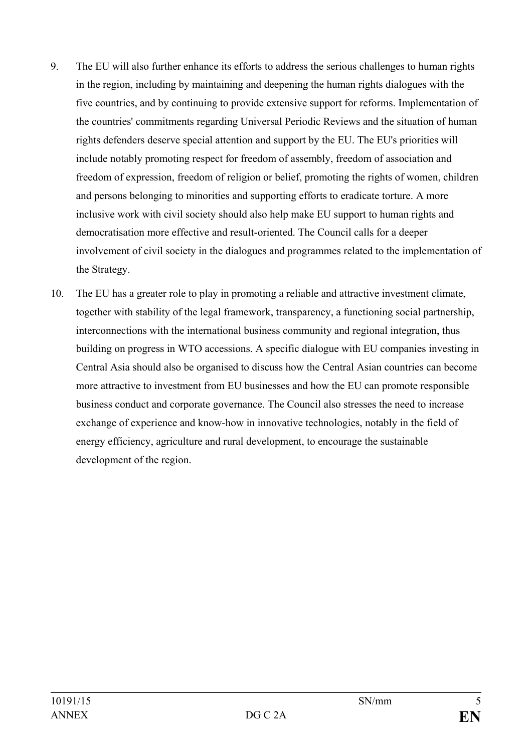9. The EU will also further enhance its efforts to address the serious challenges to human rights in the region, including by maintaining and deepening the human rights dialogues with the five countries, and by continuing to provide extensive support for reforms. Implementation of the countries' commitments regarding Universal Periodic Reviews and the situation of human rights defenders deserve special attention and support by the EU. The EU's priorities will include notably promoting respect for freedom of assembly, freedom of association and freedom of expression, freedom of religion or belief, promoting the rights of women, children and persons belonging to minorities and supporting efforts to eradicate torture. A more inclusive work with civil society should also help make EU support to human rights and democratisation more effective and result-oriented. The Council calls for a deeper involvement of civil society in the dialogues and programmes related to the implementation of the Strategy.

10. The EU has a greater role to play in promoting a reliable and attractive investment climate, together with stability of the legal framework, transparency, a functioning social partnership, interconnections with the international business community and regional integration, thus building on progress in WTO accessions. A specific dialogue with EU companies investing in Central Asia should also be organised to discuss how the Central Asian countries can become more attractive to investment from EU businesses and how the EU can promote responsible business conduct and corporate governance. The Council also stresses the need to increase exchange of experience and know-how in innovative technologies, notably in the field of energy efficiency, agriculture and rural development, to encourage the sustainable development of the region.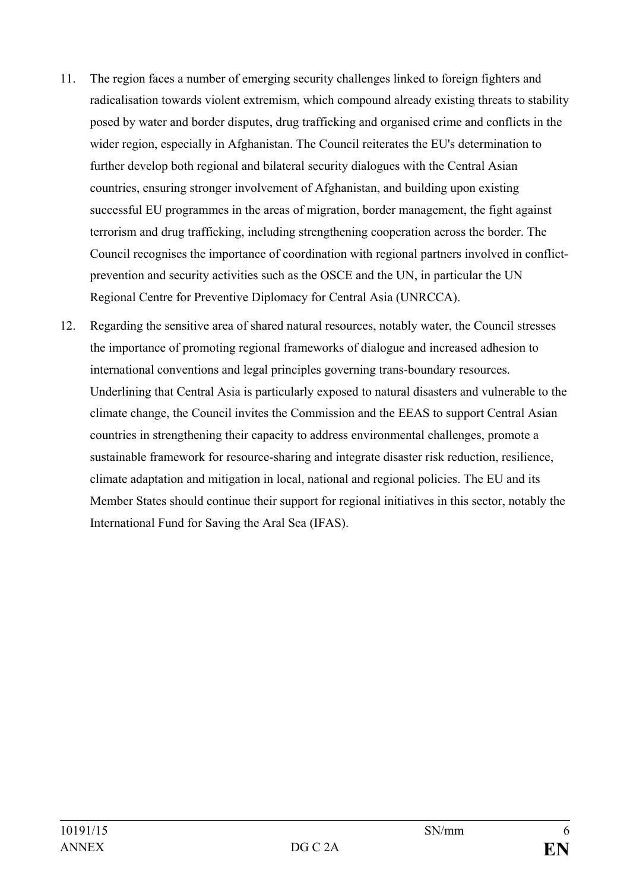11. The region faces a number of emerging security challenges linked to foreign fighters and radicalisation towards violent extremism, which compound already existing threats to stability posed by water and border disputes, drug trafficking and organised crime and conflicts in the wider region, especially in Afghanistan. The Council reiterates the EU's determination to further develop both regional and bilateral security dialogues with the Central Asian countries, ensuring stronger involvement of Afghanistan, and building upon existing successful EU programmes in the areas of migration, border management, the fight against terrorism and drug trafficking, including strengthening cooperation across the border. The Council recognises the importance of coordination with regional partners involved in conflict-prevention and security activities such as the OSCE and the UN, in particular the UN Regional Centre for Preventive Diplomacy for Central Asia (UNRCCA).

12. Regarding the sensitive area of shared natural resources, notably water, the Council stresses the importance of promoting regional frameworks of dialogue and increased adhesion to international conventions and legal principles governing trans-boundary resources. Underlining that Central Asia is particularly exposed to natural disasters and vulnerable to the climate change, the Council invites the Commission and the EEAS to support Central Asian countries in strengthening their capacity to address environmental challenges, promote a sustainable framework for resource-sharing and integrate disaster risk reduction, resilience, climate adaptation and mitigation in local, national and regional policies. The EU and its Member States should continue their support for regional initiatives in this sector, notably the International Fund for Saving the Aral Sea (IFAS).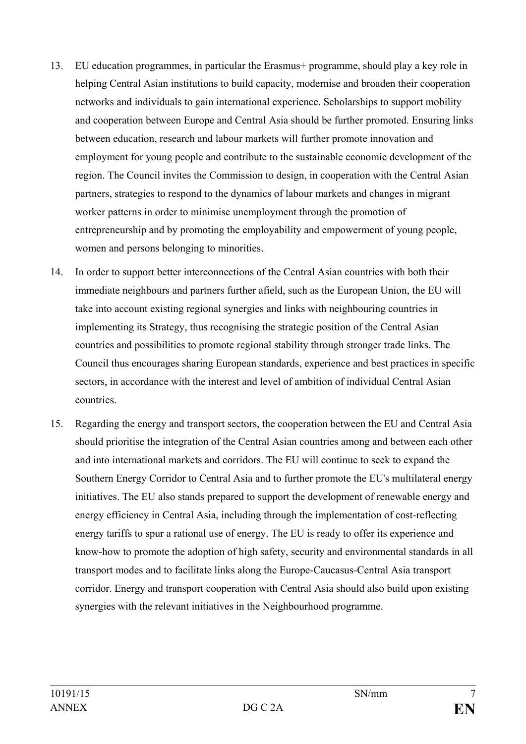13. EU education programmes, in particular the Erasmus+ programme, should play a key role in helping Central Asian institutions to build capacity, modernise and broaden their cooperation networks and individuals to gain international experience. Scholarships to support mobility and cooperation between Europe and Central Asia should be further promoted. Ensuring links between education, research and labour markets will further promote innovation and employment for young people and contribute to the sustainable economic development of the region. The Council invites the Commission to design, in cooperation with the Central Asian partners, strategies to respond to the dynamics of labour markets and changes in migrant worker patterns in order to minimise unemployment through the promotion of entrepreneurship and by promoting the employability and empowerment of young people, women and persons belonging to minorities.

14. In order to support better interconnections of the Central Asian countries with both their immediate neighbours and partners further afield, such as the European Union, the EU will take into account existing regional synergies and links with neighbouring countries in implementing its Strategy, thus recognising the strategic position of the Central Asian countries and possibilities to promote regional stability through stronger trade links. The Council thus encourages sharing European standards, experience and best practices in specific sectors, in accordance with the interest and level of ambition of individual Central Asian countries.

15. Regarding the energy and transport sectors, the cooperation between the EU and Central Asia should prioritise the integration of the Central Asian countries among and between each other and into international markets and corridors. The EU will continue to seek to expand the Southern Energy Corridor to Central Asia and to further promote the EU's multilateral energy initiatives. The EU also stands prepared to support the development of renewable energy and energy efficiency in Central Asia, including through the implementation of cost-reflecting energy tariffs to spur a rational use of energy. The EU is ready to offer its experience and know-how to promote the adoption of high safety, security and environmental standards in all transport modes and to facilitate links along the Europe-Caucasus-Central Asia transport corridor. Energy and transport cooperation with Central Asia should also build upon existing synergies with the relevant initiatives in the Neighbourhood programme.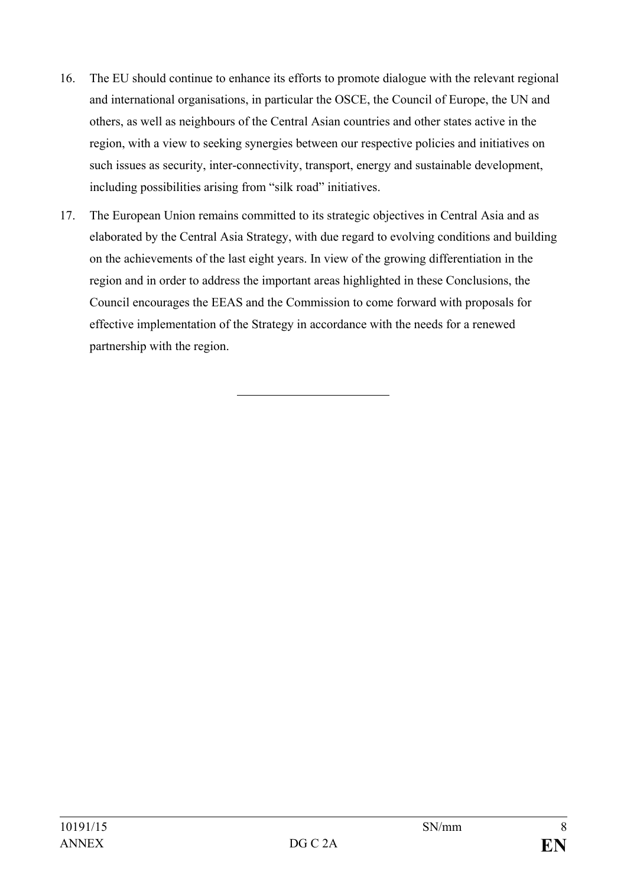16. The EU should continue to enhance its efforts to promote dialogue with the relevant regional and international organisations, in particular the OSCE, the Council of Europe, the UN and others, as well as neighbours of the Central Asian countries and other states active in the region, with a view to seeking synergies between our respective policies and initiatives on such issues as security, inter-connectivity, transport, energy and sustainable development, including possibilities arising from "silk road" initiatives.

17. The European Union remains committed to its strategic objectives in Central Asia and as elaborated by the Central Asia Strategy, with due regard to evolving conditions and building on the achievements of the last eight years. In view of the growing differentiation in the region and in order to address the important areas highlighted in these Conclusions, the Council encourages the EEAS and the Commission to come forward with proposals for effective implementation of the Strategy in accordance with the needs for a renewed partnership with the region.